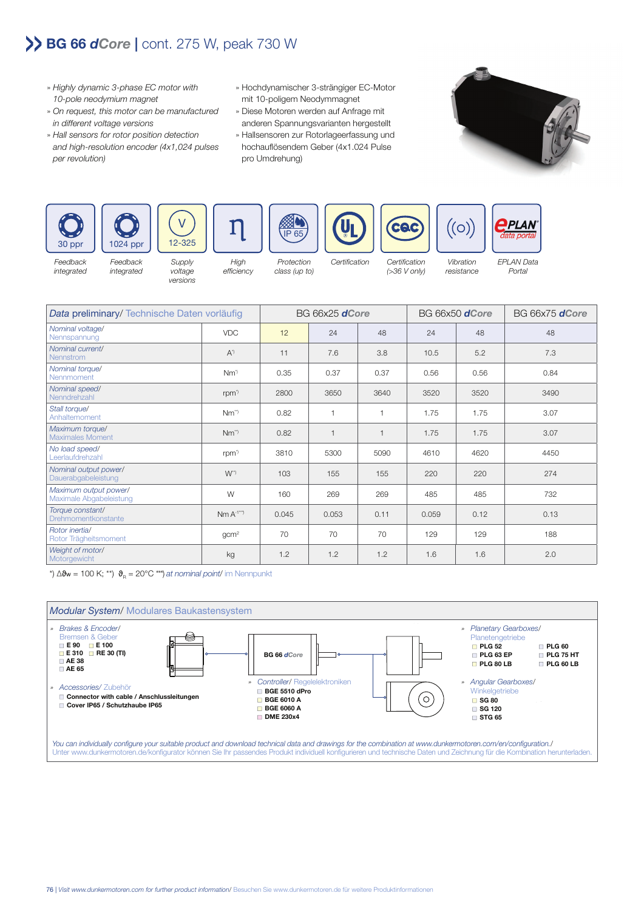# BG 66 *dCore* | cont. 275 W, peak 730 W

- Highly dynamic 3-phase EC motor with 10-pole neodymium magnet
- On request, this motor can be manufactured in different voltage versions
- Hall sensors for rotor position detection and high-resolution encoder (4x1,024 pulses per revolution)

- Hochdynamischer 3-strängiger EC-Motor mit 10-poligem Neodymmagnet
- Diese Motoren werden auf Anfrage mit anderen Spannungsvarianten hergestellt
- Hallsensoren zur Rotorlageerfassung und hochauflösendem Geber (4x1.024 Pulse pro Umdrehung)

30 ppr – Feedback integrated | 1024 ppr – Feedback integrated | 12-325 V – Supply voltage versions | η – High efficiency | IP 65 – Protection class (up to) | UL – Certification | CQC – Certification (>36 V only) | Vibration resistance | EPLAN data portal – EPLAN Data Portal

| *Data* preliminary/ Technische Daten vorläufig | | BG 66x25 *dCore* | | | BG 66x50 *dCore* | | BG 66x75 *dCore* |
|---|---|---|---|---|---|---|---|
| *Nominal voltage/* Nennspannung | VDC | 12 | 24 | 48 | 24 | 48 | 48 |
| *Nominal current/* Nennstrom | A*) | 11 | 7.6 | 3.8 | 10.5 | 5.2 | 7.3 |
| *Nominal torque/* Nennmoment | Nm*) | 0.35 | 0.37 | 0.37 | 0.56 | 0.56 | 0.84 |
| *Nominal speed/* Nenndrehzahl | rpm*) | 2800 | 3650 | 3640 | 3520 | 3520 | 3490 |
| *Stall torque/* Anhaltemoment | Nm**) | 0.82 | 1 | 1 | 1.75 | 1.75 | 3.07 |
| *Maximum torque/* Maximales Moment | Nm**) | 0.82 | 1 | 1 | 1.75 | 1.75 | 3.07 |
| *No load speed/* Leerlaufdrehzahl | rpm*) | 3810 | 5300 | 5090 | 4610 | 4620 | 4450 |
| *Nominal output power/* Dauerabgabeleistung | W**) | 103 | 155 | 155 | 220 | 220 | 274 |
| *Maximum output power/* Maximale Abgabeleistung | W | 160 | 269 | 269 | 485 | 485 | 732 |
| *Torque constant/* Drehmomentkonstante | Nm A-1***) | 0.045 | 0.053 | 0.11 | 0.059 | 0.12 | 0.13 |
| *Rotor inertia/* Rotor Trägheitsmoment | gcm² | 70 | 70 | 70 | 129 | 129 | 188 |
| *Weight of motor/* Motorgewicht | kg | 1.2 | 1.2 | 1.2 | 1.6 | 1.6 | 2.0 |

*) $\Delta\vartheta_W$ = 100 K; **) $\vartheta_R$ = 20°C ***) *at nominal point/* im Nennpunkt

## *Modular System*/ Modulares Baukastensystem

» *Brakes & Encoder/* Bremsen & Geber
- E 90
- E 100
- E 310
- RE 30 (TI)
- AE 38
- AE 65

» *Accessories/* Zubehör
- Connector with cable / Anschlussleitungen
- Cover IP65 / Schutzhaube IP65

BG 66 *dCore*

» *Controller/* Regelelektroniken
- BGE 5510 dPro
- BGE 6010 A
- BGE 6060 A
- DME 230x4

» *Planetary Gearboxes/* Planetengetriebe
- PLG 52
- PLG 60
- PLG 63 EP
- PLG 75 HT
- PLG 80 LB
- PLG 60 LB

» *Angular Gearboxes/* Winkelgetriebe
- SG 80
- SG 120
- STG 65

*You can individually configure your suitable product and download technical data and drawings for the combination at www.dunkermotoren.com/en/configuration./*
Unter www.dunkermotoren.de/konfigurator können Sie Ihr passendes Produkt individuell konfigurieren und technische Daten und Zeichnung für die Kombination herunterladen.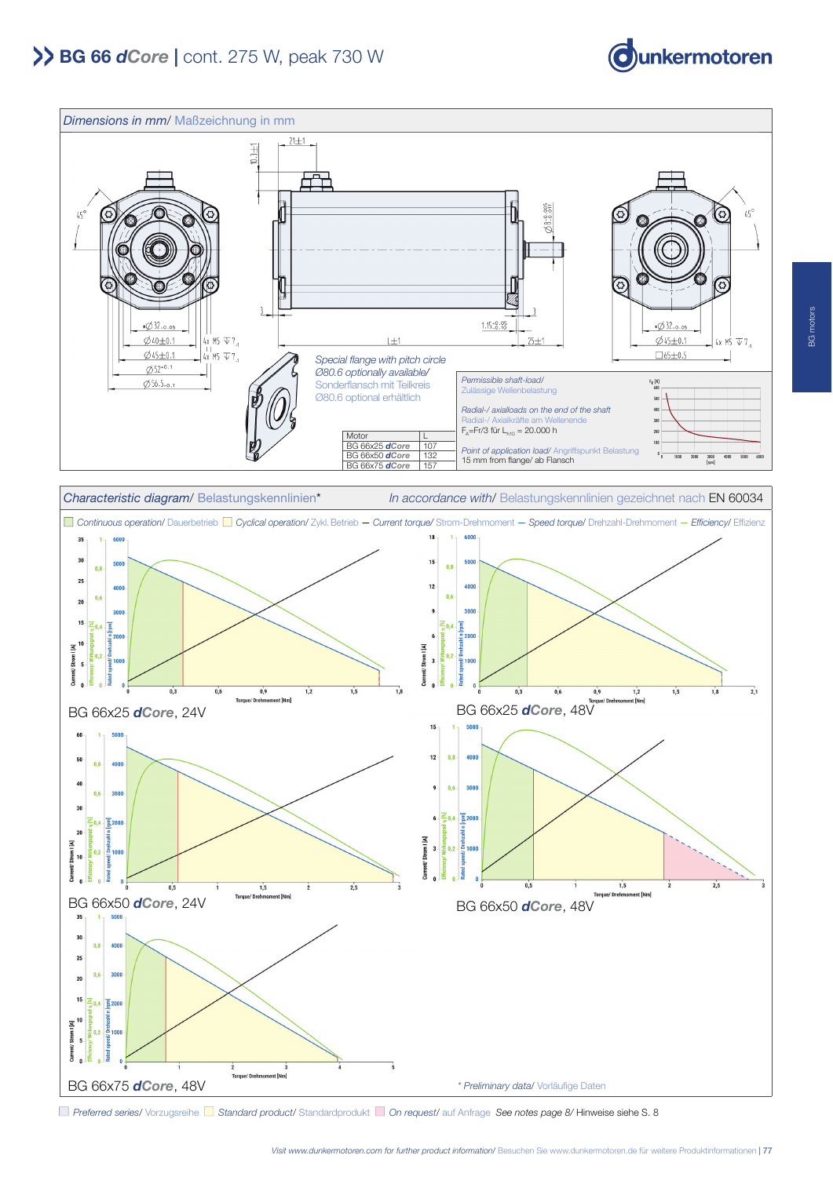# BG 66 *dCore* | cont. 275 W, peak 730 W

## *Dimensions in mm*/ Maßzeichnung in mm

45°
10.3±1
21±1
Ø8-0.005/-0.011
45°
3
3
L±1
1.15-0.05
25±1
Ø32-0.05
Ø40±0.1
Ø45±0.1
Ø52+0.1
Ø56.5-0.1
4x M5 ∇7
4x M5 ∇7
Ø32-0.05
Ø45±0.1
□65±0.5
4x M5 ∇7

*Special flange with pitch circle Ø80.6 optionally available/* Sonderflansch mit Teilkreis Ø80.6 optional erhältlich

| Motor | L |
|---|---|
| BG 66x25 *dCore* | 107 |
| BG 66x50 *dCore* | 132 |
| BG 66x75 *dCore* | 157 |

*Permissible shaft-load/* Zulässige Wellenbelastung

*Radial-/ axialloads on the end of the shaft/* Radial-/ Axialkräfte am Wellenende

$F_A$=Fr/3 für $L_{h10}$ = 20.000 h

*Point of application load/* Angriffspunkt Belastung
15 mm from flange/ ab Flansch

$F_R$ [N]
600
500
400
300
200
100
0
0 1000 2000 3000 4000 5000 6000
[rpm]

## *Characteristic diagram/* Belastungskennlinien*

*In accordance with/* Belastungskennlinien gezeichnet nach EN 60034

*Continuous operation/* Dauerbetrieb *Cyclical operation/* Zykl. Betrieb — *Current torque/* Strom-Drehmoment — *Speed torque/* Drehzahl-Drehmoment — *Efficiency/* Effizienz

Current/ Strom I [A]
Efficiency/ Wirkungsgrad η [%]
Rated speed/ Drehzahl n [rpm]
Torque/ Drehmoment [Nm]

35 30 25 20 15 10 5 0
1 0,8 0,6 0,4 0,2 0
6000 5000 4000 3000 2000 1000 0
0 0,3 0,6 0,9 1,2 1,5 1,8

BG 66x25 **dCore**, 24V

18 15 12 9 6 3 0
1 0,8 0,6 0,4 0,2 0
6000 5000 4000 3000 2000 1000 0
0 0,3 0,6 0,9 1,2 1,5 1,8 2,1

BG 66x25 **dCore**, 48V

60 50 40 30 20 10 0
1 0,8 0,6 0,4 0,2 0
5000 4000 3000 2000 1000 0
0 0,5 1 1,5 2 2,5 3

BG 66x50 **dCore**, 24V

15 12 9 6 3 0
1 0,8 0,6 0,4 0,2 0
5000 4000 3000 2000 1000 0
0 0,5 1 1,5 2 2,5 3

BG 66x50 **dCore**, 48V

35 30 25 20 15 10 5 0
1 0,8 0,6 0,4 0,2 0
5000 4000 3000 2000 1000 0
0 1 2 3 4 5

BG 66x75 **dCore**, 48V

* *Preliminary data/* Vorläufige Daten

*Preferred series/* Vorzugsreihe *Standard product/* Standardprodukt *On request/* auf Anfrage See notes page 8/ Hinweise siehe S. 8

*Visit www.dunkermotoren.com for further product information/* Besuchen Sie www.dunkermotoren.de für weitere Produktinformationen